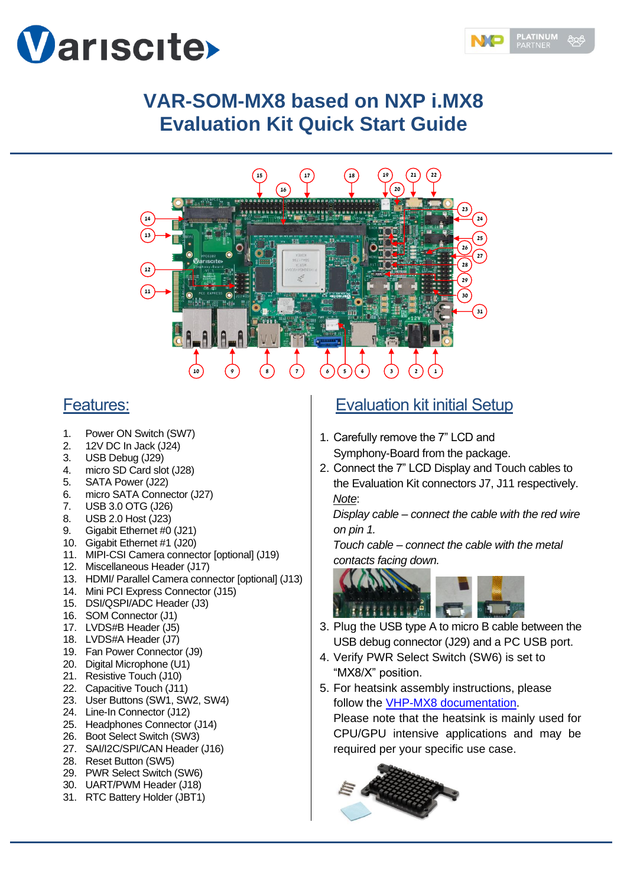# VAR-SOM-MX8 based on NXP i.MX8 Evaluation Kit Quick Start Guide

## Features:

1. Power ON Switch (SW7)
2. 12V DC In Jack (J24)
3. USB Debug (J29)
4. micro SD Card slot (J28)
5. SATA Power (J22)
6. micro SATA Connector (J27)
7. USB 3.0 OTG (J26)
8. USB 2.0 Host (J23)
9. Gigabit Ethernet #0 (J21)
10. Gigabit Ethernet #1 (J20)
11. MIPI-CSI Camera connector [optional] (J19)
12. Miscellaneous Header (J17)
13. HDMI/ Parallel Camera connector [optional] (J13)
14. Mini PCI Express Connector (J15)
15. DSI/QSPI/ADC Header (J3)
16. SOM Connector (J1)
17. LVDS#B Header (J5)
18. LVDS#A Header (J7)
19. Fan Power Connector (J9)
20. Digital Microphone (U1)
21. Resistive Touch (J10)
22. Capacitive Touch (J11)
23. User Buttons (SW1, SW2, SW4)
24. Line-In Connector (J12)
25. Headphones Connector (J14)
26. Boot Select Switch (SW3)
27. SAI/I2C/SPI/CAN Header (J16)
28. Reset Button (SW5)
29. PWR Select Switch (SW6)
30. UART/PWM Header (J18)
31. RTC Battery Holder (JBT1)

## Evaluation kit initial Setup

1. Carefully remove the 7" LCD and Symphony-Board from the package.
2. Connect the 7" LCD Display and Touch cables to the Evaluation Kit connectors J7, J11 respectively.
   Note:
   *Display cable – connect the cable with the red wire on pin 1.*
   *Touch cable – connect the cable with the metal contacts facing down.*
3. Plug the USB type A to micro B cable between the USB debug connector (J29) and a PC USB port.
4. Verify PWR Select Switch (SW6) is set to "MX8/X" position.
5. For heatsink assembly instructions, please follow the [VHP-MX8 documentation](VHP-MX8 documentation).
   Please note that the heatsink is mainly used for CPU/GPU intensive applications and may be required per your specific use case.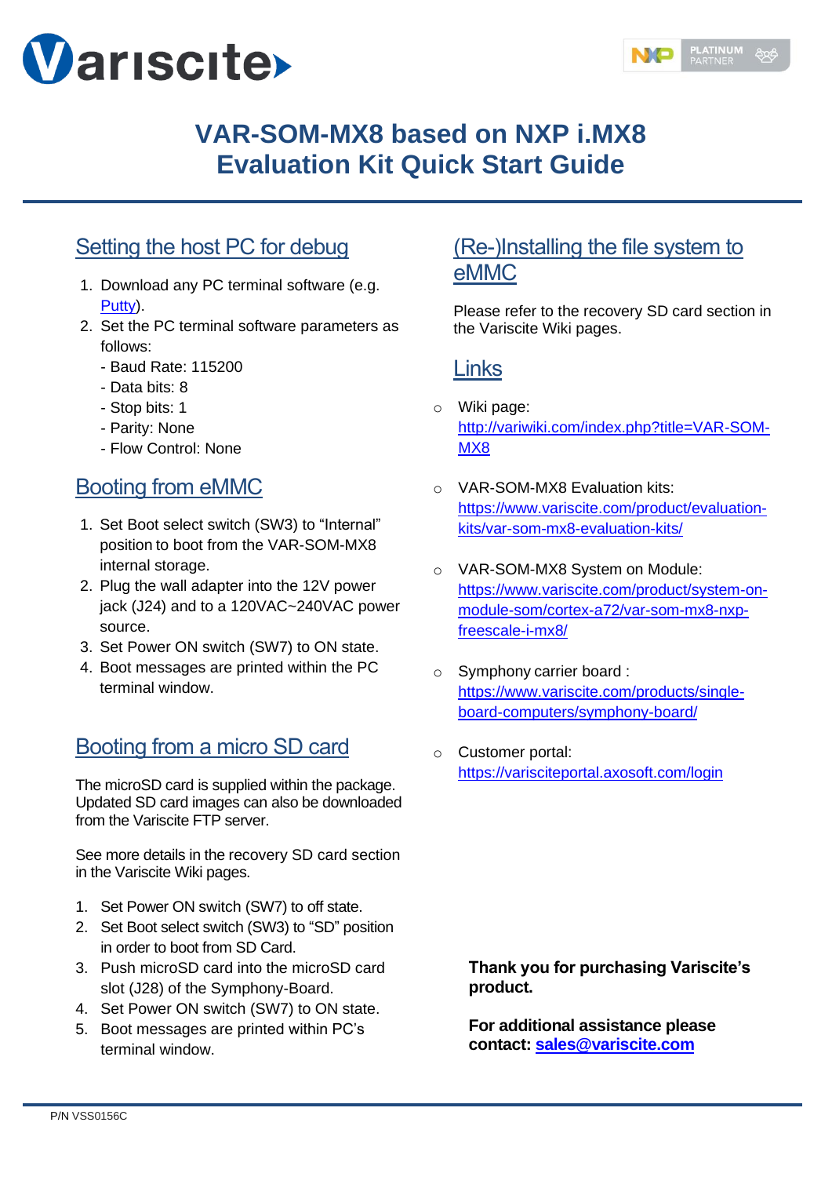# VAR-SOM-MX8 based on NXP i.MX8 Evaluation Kit Quick Start Guide

## Setting the host PC for debug

1. Download any PC terminal software (e.g. Putty).
2. Set the PC terminal software parameters as follows:
   - Baud Rate: 115200
   - Data bits: 8
   - Stop bits: 1
   - Parity: None
   - Flow Control: None

## Booting from eMMC

1. Set Boot select switch (SW3) to "Internal" position to boot from the VAR-SOM-MX8 internal storage.
2. Plug the wall adapter into the 12V power jack (J24) and to a 120VAC~240VAC power source.
3. Set Power ON switch (SW7) to ON state.
4. Boot messages are printed within the PC terminal window.

## Booting from a micro SD card

The microSD card is supplied within the package. Updated SD card images can also be downloaded from the Variscite FTP server.

See more details in the recovery SD card section in the Variscite Wiki pages.

1. Set Power ON switch (SW7) to off state.
2. Set Boot select switch (SW3) to "SD" position in order to boot from SD Card.
3. Push microSD card into the microSD card slot (J28) of the Symphony-Board.
4. Set Power ON switch (SW7) to ON state.
5. Boot messages are printed within PC's terminal window.

## (Re-)Installing the file system to eMMC

Please refer to the recovery SD card section in the Variscite Wiki pages.

## Links

- Wiki page: http://variwiki.com/index.php?title=VAR-SOM-MX8
- VAR-SOM-MX8 Evaluation kits: https://www.variscite.com/product/evaluation-kits/var-som-mx8-evaluation-kits/
- VAR-SOM-MX8 System on Module: https://www.variscite.com/product/system-on-module-som/cortex-a72/var-som-mx8-nxp-freescale-i-mx8/
- Symphony carrier board : https://www.variscite.com/products/single-board-computers/symphony-board/
- Customer portal: https://varisciteportal.axosoft.com/login

**Thank you for purchasing Variscite's product.**

**For additional assistance please contact: sales@variscite.com**

P/N VSS0156C